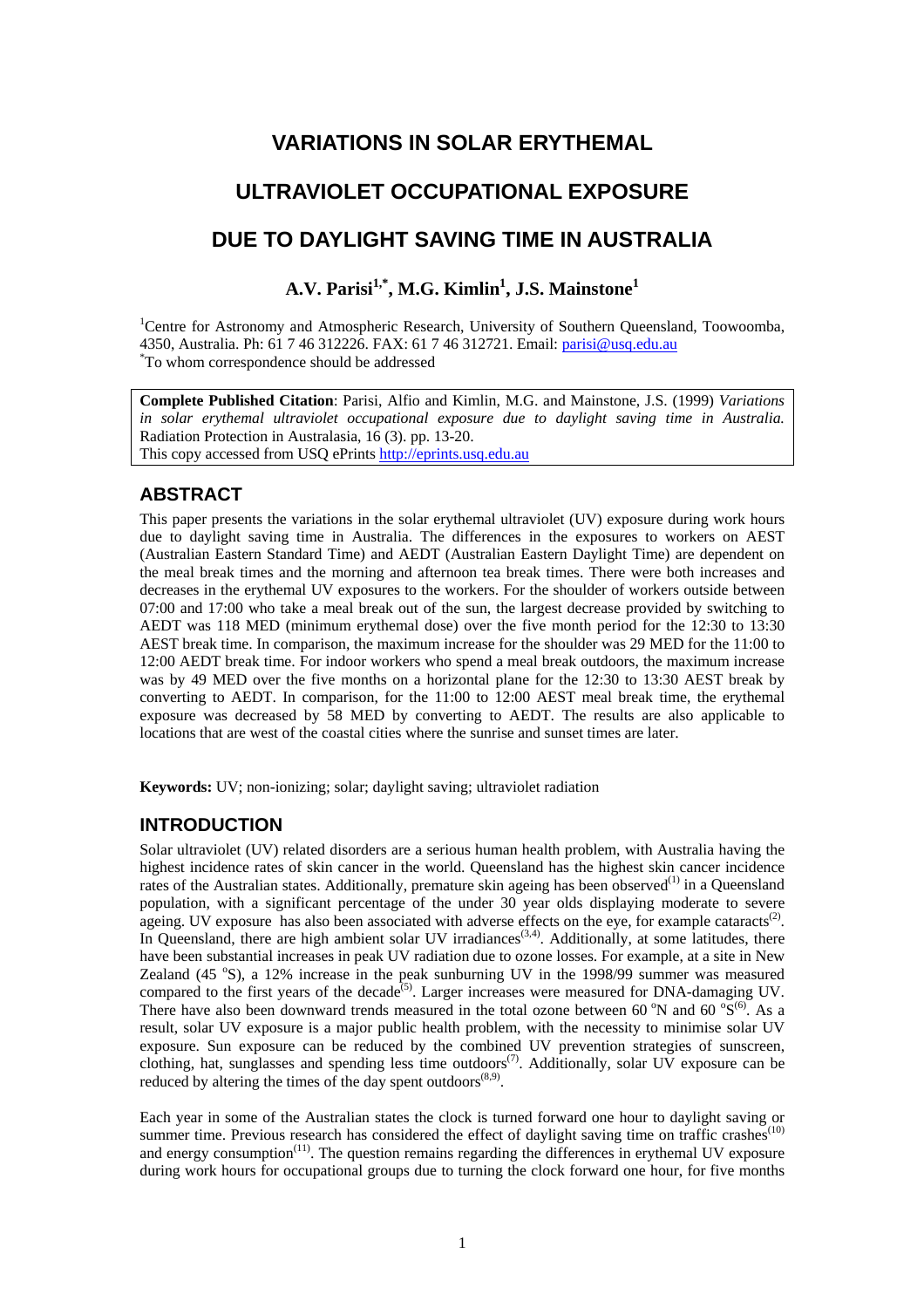# VARIATIONS IN SOLAR ERYTHEMAL

# ULTRAVIOLET OCCUPATIONAL EXPOSURE

# DUE TO DAYLIGHT SAVING TIME IN AUSTRALIA

**A.V. Parisi[1,*], M.G. Kimlin[1], J.S. Mainstone[1]**

[1]Centre for Astronomy and Atmospheric Research, University of Southern Queensland, Toowoomba, 4350, Australia. Ph: 61 7 46 312226. FAX: 61 7 46 312721. Email: parisi@usq.edu.au
[*]To whom correspondence should be addressed

**Complete Published Citation**: Parisi, Alfio and Kimlin, M.G. and Mainstone, J.S. (1999) *Variations in solar erythemal ultraviolet occupational exposure due to daylight saving time in Australia.* Radiation Protection in Australasia, 16 (3). pp. 13-20.
This copy accessed from USQ ePrints http://eprints.usq.edu.au

## ABSTRACT

This paper presents the variations in the solar erythemal ultraviolet (UV) exposure during work hours due to daylight saving time in Australia. The differences in the exposures to workers on AEST (Australian Eastern Standard Time) and AEDT (Australian Eastern Daylight Time) are dependent on the meal break times and the morning and afternoon tea break times. There were both increases and decreases in the erythemal UV exposures to the workers. For the shoulder of workers outside between 07:00 and 17:00 who take a meal break out of the sun, the largest decrease provided by switching to AEDT was 118 MED (minimum erythemal dose) over the five month period for the 12:30 to 13:30 AEST break time. In comparison, the maximum increase for the shoulder was 29 MED for the 11:00 to 12:00 AEDT break time. For indoor workers who spend a meal break outdoors, the maximum increase was by 49 MED over the five months on a horizontal plane for the 12:30 to 13:30 AEST break by converting to AEDT. In comparison, for the 11:00 to 12:00 AEST meal break time, the erythemal exposure was decreased by 58 MED by converting to AEDT. The results are also applicable to locations that are west of the coastal cities where the sunrise and sunset times are later.

**Keywords:** UV; non-ionizing; solar; daylight saving; ultraviolet radiation

## INTRODUCTION

Solar ultraviolet (UV) related disorders are a serious human health problem, with Australia having the highest incidence rates of skin cancer in the world. Queensland has the highest skin cancer incidence rates of the Australian states. Additionally, premature skin ageing has been observed[(1)] in a Queensland population, with a significant percentage of the under 30 year olds displaying moderate to severe ageing. UV exposure has also been associated with adverse effects on the eye, for example cataracts[(2)]. In Queensland, there are high ambient solar UV irradiances[(3,4)]. Additionally, at some latitudes, there have been substantial increases in peak UV radiation due to ozone losses. For example, at a site in New Zealand (45 °S), a 12% increase in the peak sunburning UV in the 1998/99 summer was measured compared to the first years of the decade[(5)]. Larger increases were measured for DNA-damaging UV. There have also been downward trends measured in the total ozone between 60 °N and 60 °S[(6)]. As a result, solar UV exposure is a major public health problem, with the necessity to minimise solar UV exposure. Sun exposure can be reduced by the combined UV prevention strategies of sunscreen, clothing, hat, sunglasses and spending less time outdoors[(7)]. Additionally, solar UV exposure can be reduced by altering the times of the day spent outdoors[(8,9)].

Each year in some of the Australian states the clock is turned forward one hour to daylight saving or summer time. Previous research has considered the effect of daylight saving time on traffic crashes[(10)] and energy consumption[(11)]. The question remains regarding the differences in erythemal UV exposure during work hours for occupational groups due to turning the clock forward one hour, for five months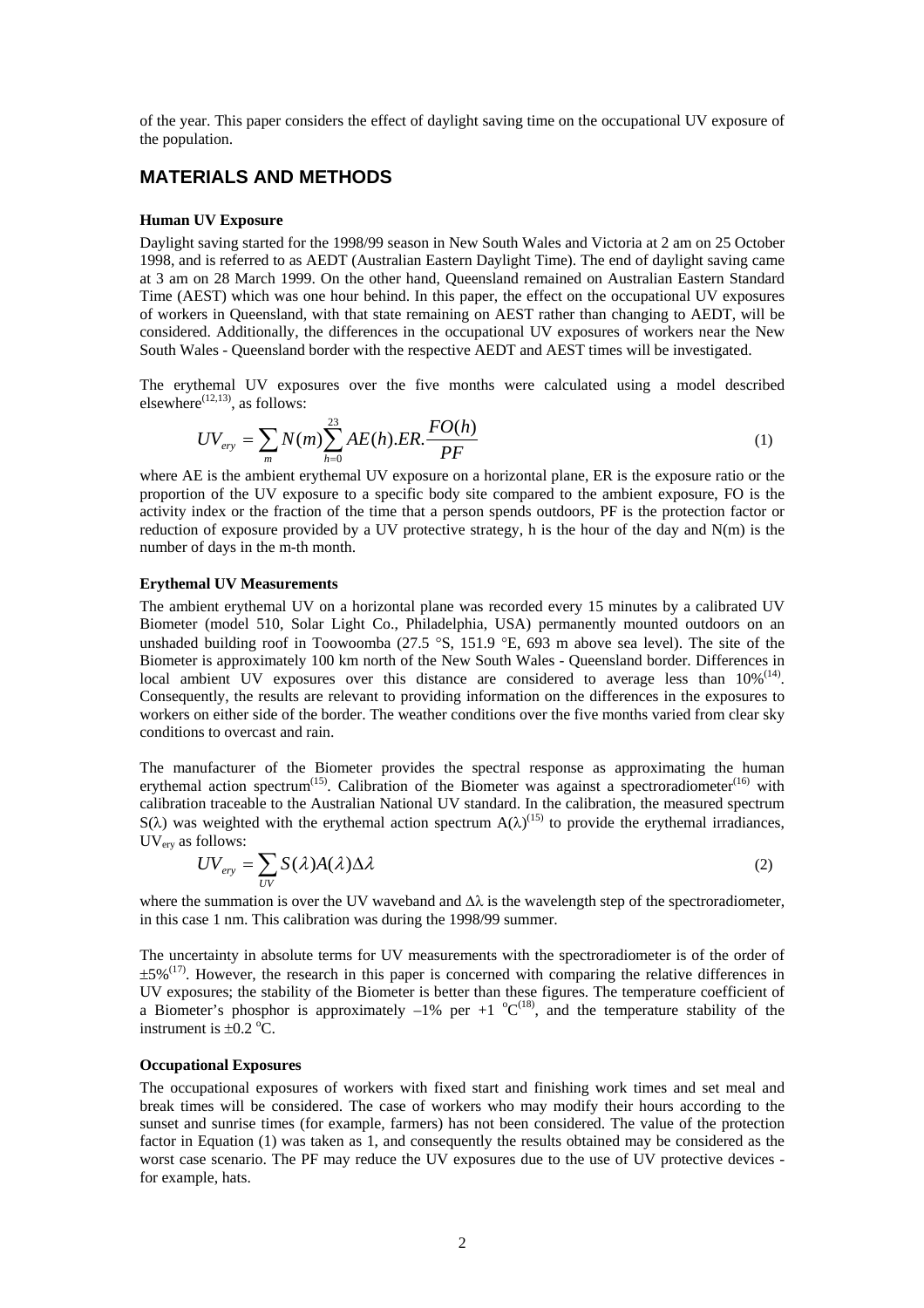of the year. This paper considers the effect of daylight saving time on the occupational UV exposure of the population.

## MATERIALS AND METHODS

### Human UV Exposure

Daylight saving started for the 1998/99 season in New South Wales and Victoria at 2 am on 25 October 1998, and is referred to as AEDT (Australian Eastern Daylight Time). The end of daylight saving came at 3 am on 28 March 1999. On the other hand, Queensland remained on Australian Eastern Standard Time (AEST) which was one hour behind. In this paper, the effect on the occupational UV exposures of workers in Queensland, with that state remaining on AEST rather than changing to AEDT, will be considered. Additionally, the differences in the occupational UV exposures of workers near the New South Wales - Queensland border with the respective AEDT and AEST times will be investigated.

The erythemal UV exposures over the five months were calculated using a model described elsewhere[12,13], as follows:

$$UV_{ery} = \sum_{m} N(m) \sum_{h=0}^{23} AE(h).ER.\frac{FO(h)}{PF} \tag{1}$$

where AE is the ambient erythemal UV exposure on a horizontal plane, ER is the exposure ratio or the proportion of the UV exposure to a specific body site compared to the ambient exposure, FO is the activity index or the fraction of the time that a person spends outdoors, PF is the protection factor or reduction of exposure provided by a UV protective strategy, h is the hour of the day and N(m) is the number of days in the m-th month.

### Erythemal UV Measurements

The ambient erythemal UV on a horizontal plane was recorded every 15 minutes by a calibrated UV Biometer (model 510, Solar Light Co., Philadelphia, USA) permanently mounted outdoors on an unshaded building roof in Toowoomba (27.5 °S, 151.9 °E, 693 m above sea level). The site of the Biometer is approximately 100 km north of the New South Wales - Queensland border. Differences in local ambient UV exposures over this distance are considered to average less than 10%[14]. Consequently, the results are relevant to providing information on the differences in the exposures to workers on either side of the border. The weather conditions over the five months varied from clear sky conditions to overcast and rain.

The manufacturer of the Biometer provides the spectral response as approximating the human erythemal action spectrum[15]. Calibration of the Biometer was against a spectroradiometer[16] with calibration traceable to the Australian National UV standard. In the calibration, the measured spectrum $S(\lambda)$ was weighted with the erythemal action spectrum $A(\lambda)$[15] to provide the erythemal irradiances, $UV_{ery}$ as follows:

$$UV_{ery} = \sum_{UV} S(\lambda) A(\lambda) \Delta\lambda \tag{2}$$

where the summation is over the UV waveband and $\Delta\lambda$ is the wavelength step of the spectroradiometer, in this case 1 nm. This calibration was during the 1998/99 summer.

The uncertainty in absolute terms for UV measurements with the spectroradiometer is of the order of ±5%[17]. However, the research in this paper is concerned with comparing the relative differences in UV exposures; the stability of the Biometer is better than these figures. The temperature coefficient of a Biometer's phosphor is approximately –1% per +1 °C[18], and the temperature stability of the instrument is ±0.2 °C.

### Occupational Exposures

The occupational exposures of workers with fixed start and finishing work times and set meal and break times will be considered. The case of workers who may modify their hours according to the sunset and sunrise times (for example, farmers) has not been considered. The value of the protection factor in Equation (1) was taken as 1, and consequently the results obtained may be considered as the worst case scenario. The PF may reduce the UV exposures due to the use of UV protective devices - for example, hats.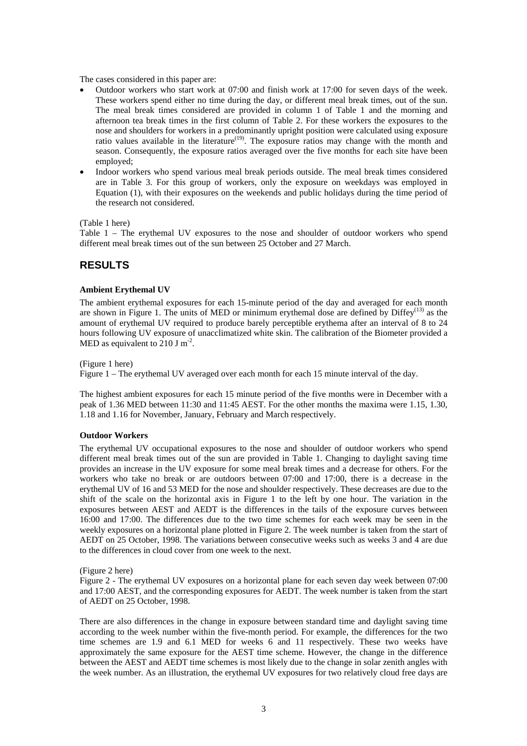The cases considered in this paper are:

- Outdoor workers who start work at 07:00 and finish work at 17:00 for seven days of the week. These workers spend either no time during the day, or different meal break times, out of the sun. The meal break times considered are provided in column 1 of Table 1 and the morning and afternoon tea break times in the first column of Table 2. For these workers the exposures to the nose and shoulders for workers in a predominantly upright position were calculated using exposure ratio values available in the literature[19]. The exposure ratios may change with the month and season. Consequently, the exposure ratios averaged over the five months for each site have been employed;
- Indoor workers who spend various meal break periods outside. The meal break times considered are in Table 3. For this group of workers, only the exposure on weekdays was employed in Equation (1), with their exposures on the weekends and public holidays during the time period of the research not considered.

(Table 1 here)

Table 1 – The erythemal UV exposures to the nose and shoulder of outdoor workers who spend different meal break times out of the sun between 25 October and 27 March.

## RESULTS

### Ambient Erythemal UV

The ambient erythemal exposures for each 15-minute period of the day and averaged for each month are shown in Figure 1. The units of MED or minimum erythemal dose are defined by Diffey[13] as the amount of erythemal UV required to produce barely perceptible erythema after an interval of 8 to 24 hours following UV exposure of unacclimatized white skin. The calibration of the Biometer provided a MED as equivalent to 210 J $m^{-2}$.

(Figure 1 here)

Figure 1 – The erythemal UV averaged over each month for each 15 minute interval of the day.

The highest ambient exposures for each 15 minute period of the five months were in December with a peak of 1.36 MED between 11:30 and 11:45 AEST. For the other months the maxima were 1.15, 1.30, 1.18 and 1.16 for November, January, February and March respectively.

### Outdoor Workers

The erythemal UV occupational exposures to the nose and shoulder of outdoor workers who spend different meal break times out of the sun are provided in Table 1. Changing to daylight saving time provides an increase in the UV exposure for some meal break times and a decrease for others. For the workers who take no break or are outdoors between 07:00 and 17:00, there is a decrease in the erythemal UV of 16 and 53 MED for the nose and shoulder respectively. These decreases are due to the shift of the scale on the horizontal axis in Figure 1 to the left by one hour. The variation in the exposures between AEST and AEDT is the differences in the tails of the exposure curves between 16:00 and 17:00. The differences due to the two time schemes for each week may be seen in the weekly exposures on a horizontal plane plotted in Figure 2. The week number is taken from the start of AEDT on 25 October, 1998. The variations between consecutive weeks such as weeks 3 and 4 are due to the differences in cloud cover from one week to the next.

(Figure 2 here)

Figure 2 - The erythemal UV exposures on a horizontal plane for each seven day week between 07:00 and 17:00 AEST, and the corresponding exposures for AEDT. The week number is taken from the start of AEDT on 25 October, 1998.

There are also differences in the change in exposure between standard time and daylight saving time according to the week number within the five-month period. For example, the differences for the two time schemes are 1.9 and 6.1 MED for weeks 6 and 11 respectively. These two weeks have approximately the same exposure for the AEST time scheme. However, the change in the difference between the AEST and AEDT time schemes is most likely due to the change in solar zenith angles with the week number. As an illustration, the erythemal UV exposures for two relatively cloud free days are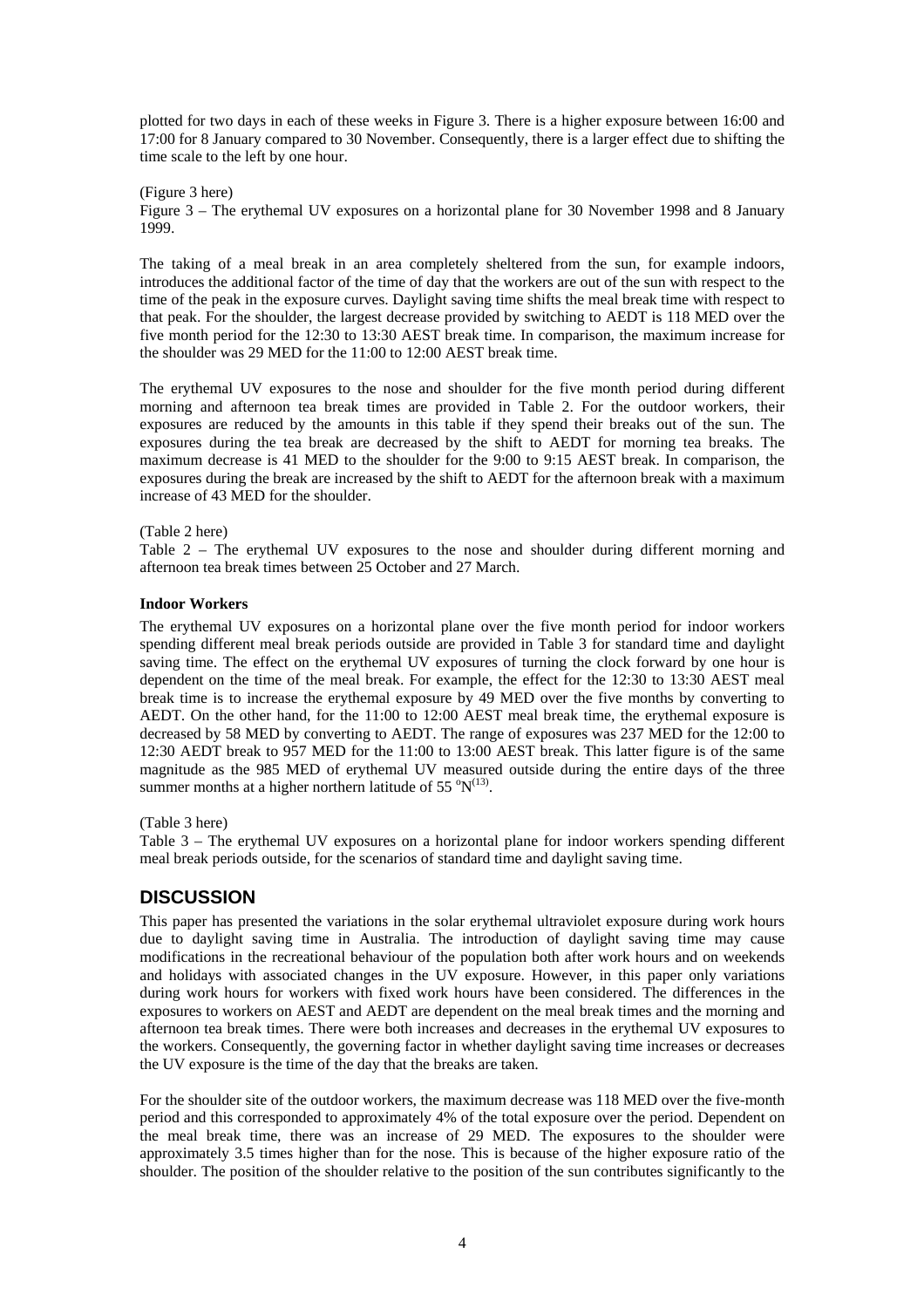plotted for two days in each of these weeks in Figure 3. There is a higher exposure between 16:00 and 17:00 for 8 January compared to 30 November. Consequently, there is a larger effect due to shifting the time scale to the left by one hour.

(Figure 3 here)

Figure 3 – The erythemal UV exposures on a horizontal plane for 30 November 1998 and 8 January 1999.

The taking of a meal break in an area completely sheltered from the sun, for example indoors, introduces the additional factor of the time of day that the workers are out of the sun with respect to the time of the peak in the exposure curves. Daylight saving time shifts the meal break time with respect to that peak. For the shoulder, the largest decrease provided by switching to AEDT is 118 MED over the five month period for the 12:30 to 13:30 AEST break time. In comparison, the maximum increase for the shoulder was 29 MED for the 11:00 to 12:00 AEST break time.

The erythemal UV exposures to the nose and shoulder for the five month period during different morning and afternoon tea break times are provided in Table 2. For the outdoor workers, their exposures are reduced by the amounts in this table if they spend their breaks out of the sun. The exposures during the tea break are decreased by the shift to AEDT for morning tea breaks. The maximum decrease is 41 MED to the shoulder for the 9:00 to 9:15 AEST break. In comparison, the exposures during the break are increased by the shift to AEDT for the afternoon break with a maximum increase of 43 MED for the shoulder.

(Table 2 here)

Table 2 – The erythemal UV exposures to the nose and shoulder during different morning and afternoon tea break times between 25 October and 27 March.

**Indoor Workers**

The erythemal UV exposures on a horizontal plane over the five month period for indoor workers spending different meal break periods outside are provided in Table 3 for standard time and daylight saving time. The effect on the erythemal UV exposures of turning the clock forward by one hour is dependent on the time of the meal break. For example, the effect for the 12:30 to 13:30 AEST meal break time is to increase the erythemal exposure by 49 MED over the five months by converting to AEDT. On the other hand, for the 11:00 to 12:00 AEST meal break time, the erythemal exposure is decreased by 58 MED by converting to AEDT. The range of exposures was 237 MED for the 12:00 to 12:30 AEDT break to 957 MED for the 11:00 to 13:00 AEST break. This latter figure is of the same magnitude as the 985 MED of erythemal UV measured outside during the entire days of the three summer months at a higher northern latitude of 55 °N[13].

(Table 3 here)

Table 3 – The erythemal UV exposures on a horizontal plane for indoor workers spending different meal break periods outside, for the scenarios of standard time and daylight saving time.

## DISCUSSION

This paper has presented the variations in the solar erythemal ultraviolet exposure during work hours due to daylight saving time in Australia. The introduction of daylight saving time may cause modifications in the recreational behaviour of the population both after work hours and on weekends and holidays with associated changes in the UV exposure. However, in this paper only variations during work hours for workers with fixed work hours have been considered. The differences in the exposures to workers on AEST and AEDT are dependent on the meal break times and the morning and afternoon tea break times. There were both increases and decreases in the erythemal UV exposures to the workers. Consequently, the governing factor in whether daylight saving time increases or decreases the UV exposure is the time of the day that the breaks are taken.

For the shoulder site of the outdoor workers, the maximum decrease was 118 MED over the five-month period and this corresponded to approximately 4% of the total exposure over the period. Dependent on the meal break time, there was an increase of 29 MED. The exposures to the shoulder were approximately 3.5 times higher than for the nose. This is because of the higher exposure ratio of the shoulder. The position of the shoulder relative to the position of the sun contributes significantly to the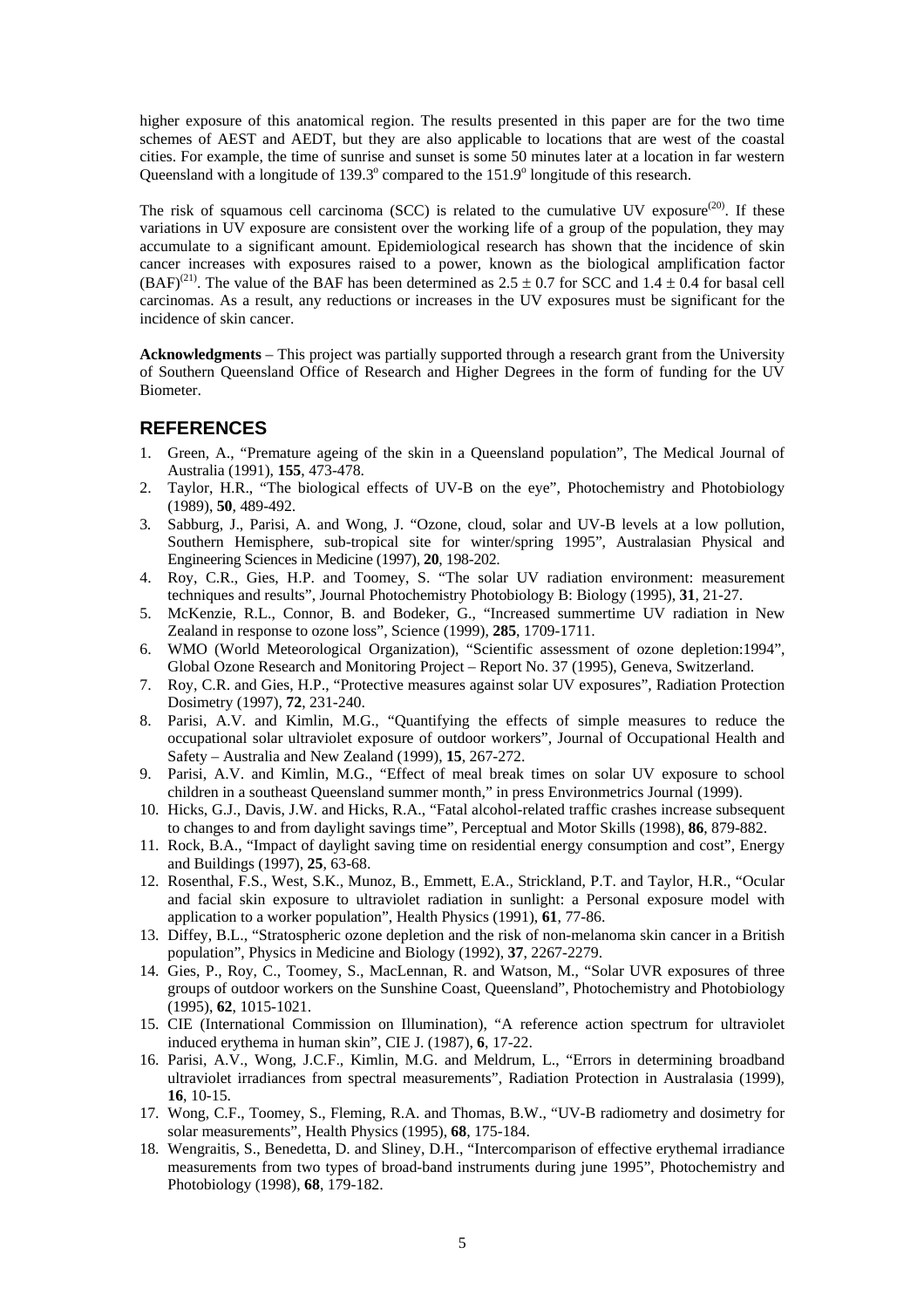higher exposure of this anatomical region. The results presented in this paper are for the two time schemes of AEST and AEDT, but they are also applicable to locations that are west of the coastal cities. For example, the time of sunrise and sunset is some 50 minutes later at a location in far western Queensland with a longitude of 139.3° compared to the 151.9° longitude of this research.

The risk of squamous cell carcinoma (SCC) is related to the cumulative UV exposure[20]. If these variations in UV exposure are consistent over the working life of a group of the population, they may accumulate to a significant amount. Epidemiological research has shown that the incidence of skin cancer increases with exposures raised to a power, known as the biological amplification factor (BAF)[21]. The value of the BAF has been determined as $2.5 \pm 0.7$ for SCC and $1.4 \pm 0.4$ for basal cell carcinomas. As a result, any reductions or increases in the UV exposures must be significant for the incidence of skin cancer.

**Acknowledgments** – This project was partially supported through a research grant from the University of Southern Queensland Office of Research and Higher Degrees in the form of funding for the UV Biometer.

## REFERENCES

1. Green, A., "Premature ageing of the skin in a Queensland population", The Medical Journal of Australia (1991), **155**, 473-478.
2. Taylor, H.R., "The biological effects of UV-B on the eye", Photochemistry and Photobiology (1989), **50**, 489-492.
3. Sabburg, J., Parisi, A. and Wong, J. "Ozone, cloud, solar and UV-B levels at a low pollution, Southern Hemisphere, sub-tropical site for winter/spring 1995", Australasian Physical and Engineering Sciences in Medicine (1997), **20**, 198-202.
4. Roy, C.R., Gies, H.P. and Toomey, S. "The solar UV radiation environment: measurement techniques and results", Journal Photochemistry Photobiology B: Biology (1995), **31**, 21-27.
5. McKenzie, R.L., Connor, B. and Bodeker, G., "Increased summertime UV radiation in New Zealand in response to ozone loss", Science (1999), **285**, 1709-1711.
6. WMO (World Meteorological Organization), "Scientific assessment of ozone depletion:1994", Global Ozone Research and Monitoring Project – Report No. 37 (1995), Geneva, Switzerland.
7. Roy, C.R. and Gies, H.P., "Protective measures against solar UV exposures", Radiation Protection Dosimetry (1997), **72**, 231-240.
8. Parisi, A.V. and Kimlin, M.G., "Quantifying the effects of simple measures to reduce the occupational solar ultraviolet exposure of outdoor workers", Journal of Occupational Health and Safety – Australia and New Zealand (1999), **15**, 267-272.
9. Parisi, A.V. and Kimlin, M.G., "Effect of meal break times on solar UV exposure to school children in a southeast Queensland summer month," in press Environmetrics Journal (1999).
10. Hicks, G.J., Davis, J.W. and Hicks, R.A., "Fatal alcohol-related traffic crashes increase subsequent to changes to and from daylight savings time", Perceptual and Motor Skills (1998), **86**, 879-882.
11. Rock, B.A., "Impact of daylight saving time on residential energy consumption and cost", Energy and Buildings (1997), **25**, 63-68.
12. Rosenthal, F.S., West, S.K., Munoz, B., Emmett, E.A., Strickland, P.T. and Taylor, H.R., "Ocular and facial skin exposure to ultraviolet radiation in sunlight: a Personal exposure model with application to a worker population", Health Physics (1991), **61**, 77-86.
13. Diffey, B.L., "Stratospheric ozone depletion and the risk of non-melanoma skin cancer in a British population", Physics in Medicine and Biology (1992), **37**, 2267-2279.
14. Gies, P., Roy, C., Toomey, S., MacLennan, R. and Watson, M., "Solar UVR exposures of three groups of outdoor workers on the Sunshine Coast, Queensland", Photochemistry and Photobiology (1995), **62**, 1015-1021.
15. CIE (International Commission on Illumination), "A reference action spectrum for ultraviolet induced erythema in human skin", CIE J. (1987), **6**, 17-22.
16. Parisi, A.V., Wong, J.C.F., Kimlin, M.G. and Meldrum, L., "Errors in determining broadband ultraviolet irradiances from spectral measurements", Radiation Protection in Australasia (1999), **16**, 10-15.
17. Wong, C.F., Toomey, S., Fleming, R.A. and Thomas, B.W., "UV-B radiometry and dosimetry for solar measurements", Health Physics (1995), **68**, 175-184.
18. Wengraitis, S., Benedetta, D. and Sliney, D.H., "Intercomparison of effective erythemal irradiance measurements from two types of broad-band instruments during june 1995", Photochemistry and Photobiology (1998), **68**, 179-182.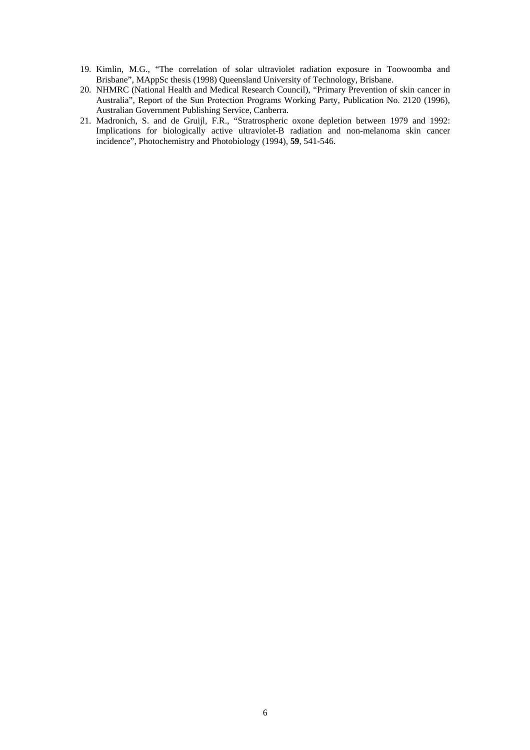19. Kimlin, M.G., "The correlation of solar ultraviolet radiation exposure in Toowoomba and Brisbane", MAppSc thesis (1998) Queensland University of Technology, Brisbane.
20. NHMRC (National Health and Medical Research Council), "Primary Prevention of skin cancer in Australia", Report of the Sun Protection Programs Working Party, Publication No. 2120 (1996), Australian Government Publishing Service, Canberra.
21. Madronich, S. and de Gruijl, F.R., "Stratrospheric oxone depletion between 1979 and 1992: Implications for biologically active ultraviolet-B radiation and non-melanoma skin cancer incidence", Photochemistry and Photobiology (1994), **59**, 541-546.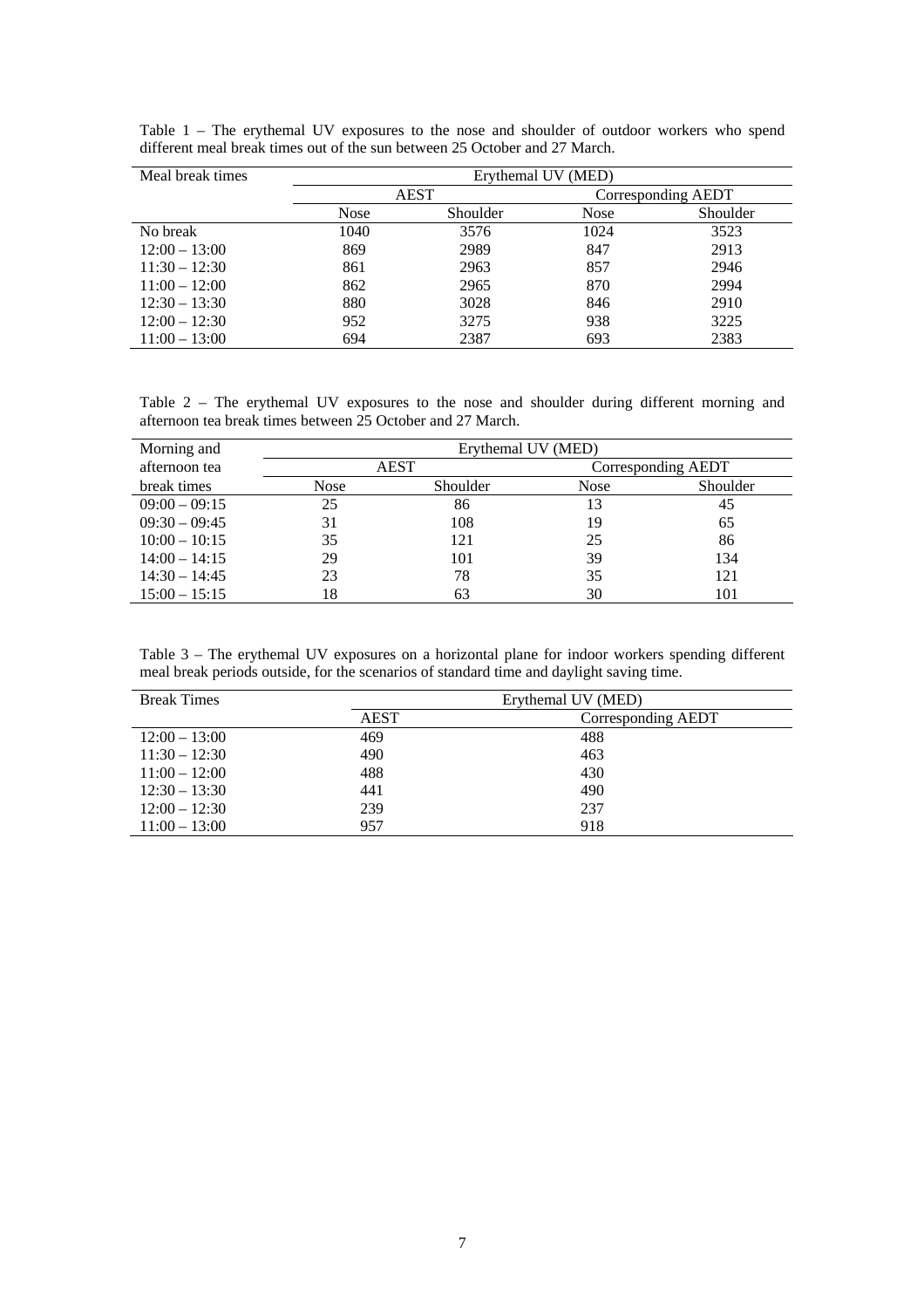Table 1 – The erythemal UV exposures to the nose and shoulder of outdoor workers who spend different meal break times out of the sun between 25 October and 27 March.

| Meal break times | Erythemal UV (MED) | | | |
|---|---|---|---|---|
| | AEST | | Corresponding AEDT | |
| | Nose | Shoulder | Nose | Shoulder |
| No break | 1040 | 3576 | 1024 | 3523 |
| 12:00 – 13:00 | 869 | 2989 | 847 | 2913 |
| 11:30 – 12:30 | 861 | 2963 | 857 | 2946 |
| 11:00 – 12:00 | 862 | 2965 | 870 | 2994 |
| 12:30 – 13:30 | 880 | 3028 | 846 | 2910 |
| 12:00 – 12:30 | 952 | 3275 | 938 | 3225 |
| 11:00 – 13:00 | 694 | 2387 | 693 | 2383 |

Table 2 – The erythemal UV exposures to the nose and shoulder during different morning and afternoon tea break times between 25 October and 27 March.

| Morning and afternoon tea break times | Erythemal UV (MED) | | | |
|---|---|---|---|---|
| | AEST | | Corresponding AEDT | |
| | Nose | Shoulder | Nose | Shoulder |
| 09:00 – 09:15 | 25 | 86 | 13 | 45 |
| 09:30 – 09:45 | 31 | 108 | 19 | 65 |
| 10:00 – 10:15 | 35 | 121 | 25 | 86 |
| 14:00 – 14:15 | 29 | 101 | 39 | 134 |
| 14:30 – 14:45 | 23 | 78 | 35 | 121 |
| 15:00 – 15:15 | 18 | 63 | 30 | 101 |

Table 3 – The erythemal UV exposures on a horizontal plane for indoor workers spending different meal break periods outside, for the scenarios of standard time and daylight saving time.

| Break Times | Erythemal UV (MED) | |
|---|---|---|
| | AEST | Corresponding AEDT |
| 12:00 – 13:00 | 469 | 488 |
| 11:30 – 12:30 | 490 | 463 |
| 11:00 – 12:00 | 488 | 430 |
| 12:30 – 13:30 | 441 | 490 |
| 12:00 – 12:30 | 239 | 237 |
| 11:00 – 13:00 | 957 | 918 |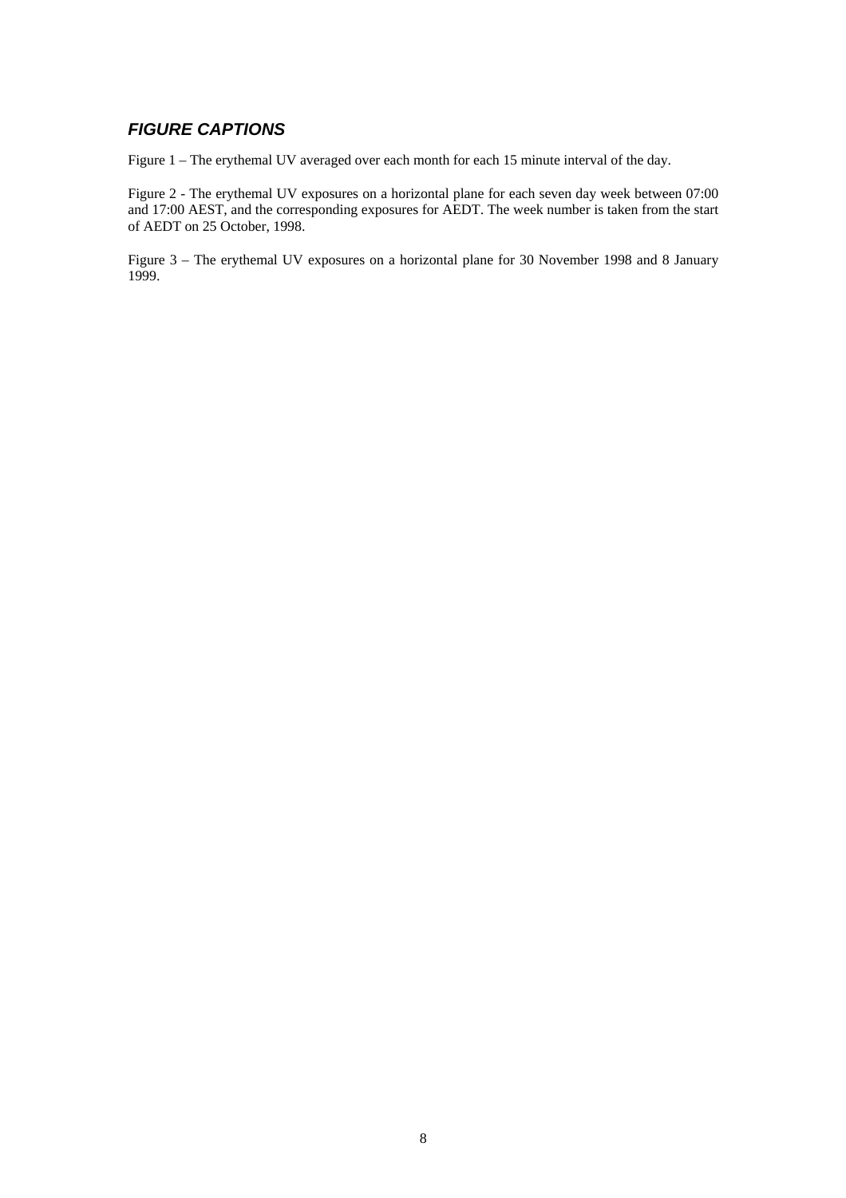## ***FIGURE CAPTIONS***

Figure 1 – The erythemal UV averaged over each month for each 15 minute interval of the day.

Figure 2 - The erythemal UV exposures on a horizontal plane for each seven day week between 07:00 and 17:00 AEST, and the corresponding exposures for AEDT. The week number is taken from the start of AEDT on 25 October, 1998.

Figure 3 – The erythemal UV exposures on a horizontal plane for 30 November 1998 and 8 January 1999.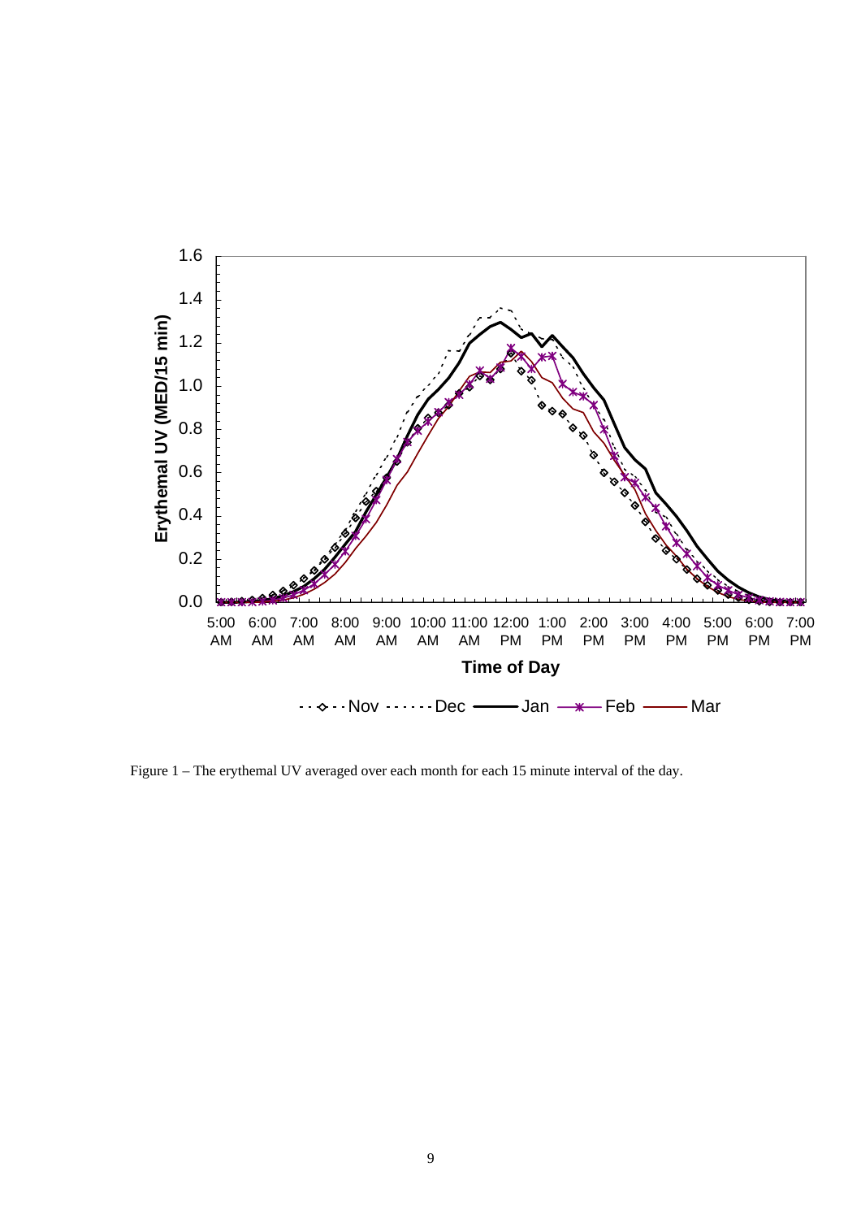Figure 1 – The erythemal UV averaged over each month for each 15 minute interval of the day.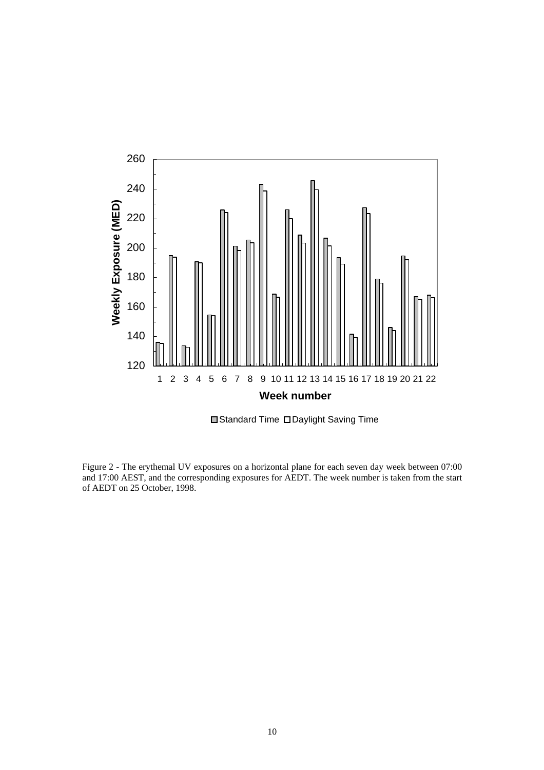Figure 2 - The erythemal UV exposures on a horizontal plane for each seven day week between 07:00 and 17:00 AEST, and the corresponding exposures for AEDT. The week number is taken from the start of AEDT on 25 October, 1998.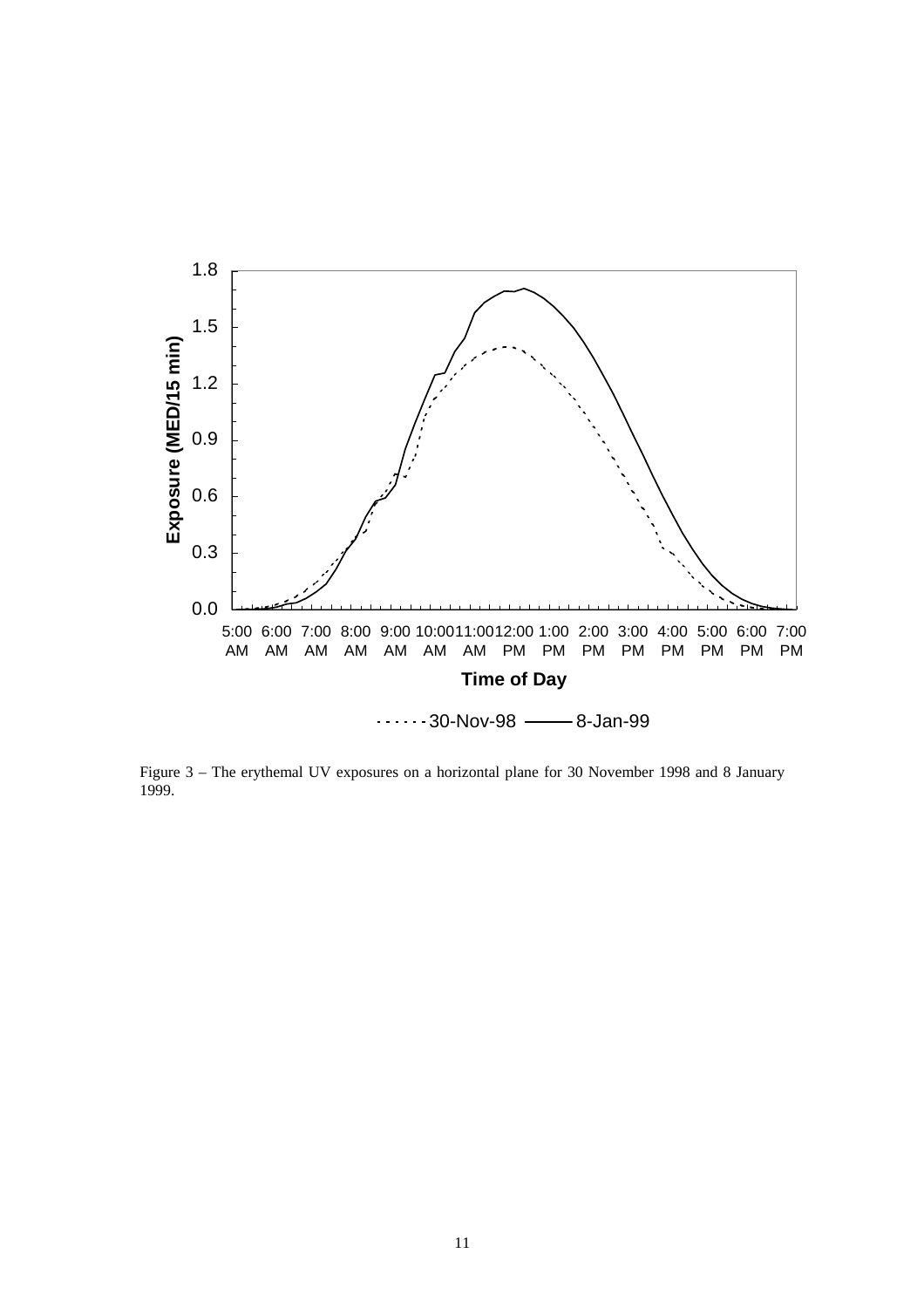1.8
1.5
1.2
0.9
0.6
0.3
0.0

Exposure (MED/15 min)

5:00 AM 6:00 AM 7:00 AM 8:00 AM 9:00 AM 10:00 AM 11:00 AM 12:00 PM 1:00 PM 2:00 PM 3:00 PM 4:00 PM 5:00 PM 6:00 PM 7:00 PM

Time of Day

30-Nov-98 8-Jan-99

Figure 3 – The erythemal UV exposures on a horizontal plane for 30 November 1998 and 8 January 1999.